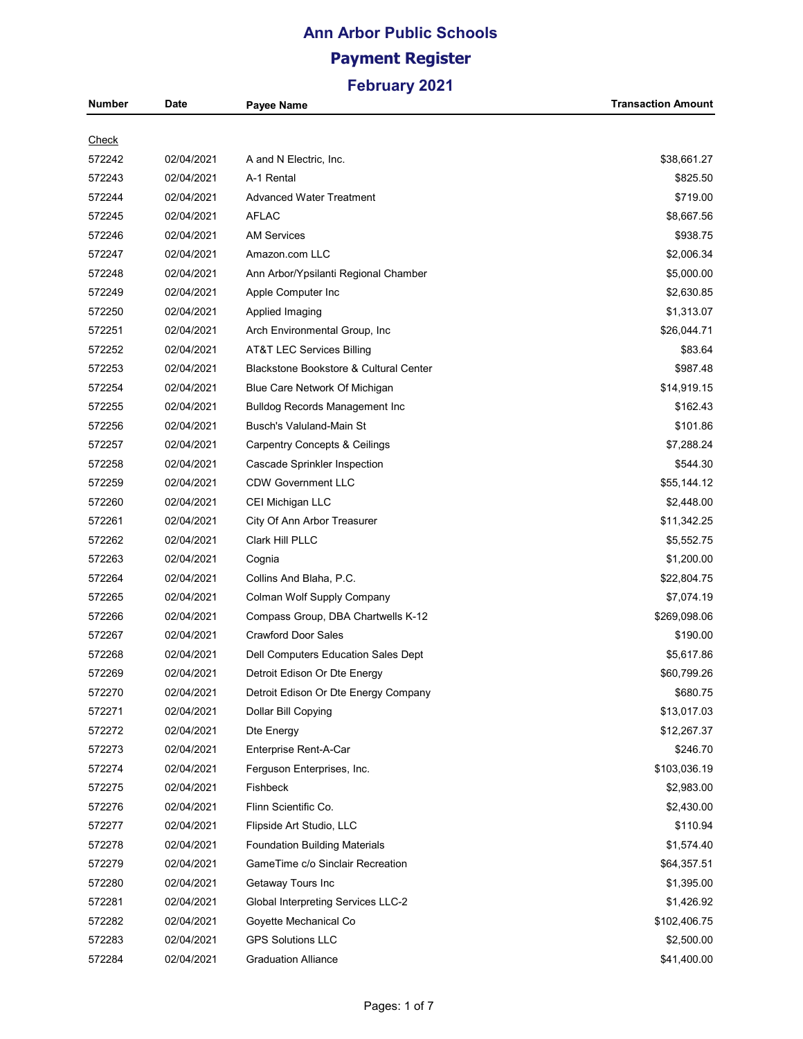# Ann Arbor Public Schools

## Payment Register

### February 2021

| Number | Date | Payee Name | Transaction Amount |
|---|---|---|---|
| Check | | | |
| 572242 | 02/04/2021 | A and N Electric, Inc. | $38,661.27 |
| 572243 | 02/04/2021 | A-1 Rental | $825.50 |
| 572244 | 02/04/2021 | Advanced Water Treatment | $719.00 |
| 572245 | 02/04/2021 | AFLAC | $8,667.56 |
| 572246 | 02/04/2021 | AM Services | $938.75 |
| 572247 | 02/04/2021 | Amazon.com LLC | $2,006.34 |
| 572248 | 02/04/2021 | Ann Arbor/Ypsilanti Regional Chamber | $5,000.00 |
| 572249 | 02/04/2021 | Apple Computer Inc | $2,630.85 |
| 572250 | 02/04/2021 | Applied Imaging | $1,313.07 |
| 572251 | 02/04/2021 | Arch Environmental Group, Inc | $26,044.71 |
| 572252 | 02/04/2021 | AT&T LEC Services Billing | $83.64 |
| 572253 | 02/04/2021 | Blackstone Bookstore & Cultural Center | $987.48 |
| 572254 | 02/04/2021 | Blue Care Network Of Michigan | $14,919.15 |
| 572255 | 02/04/2021 | Bulldog Records Management Inc | $162.43 |
| 572256 | 02/04/2021 | Busch's Valuland-Main St | $101.86 |
| 572257 | 02/04/2021 | Carpentry Concepts & Ceilings | $7,288.24 |
| 572258 | 02/04/2021 | Cascade Sprinkler Inspection | $544.30 |
| 572259 | 02/04/2021 | CDW Government LLC | $55,144.12 |
| 572260 | 02/04/2021 | CEI Michigan LLC | $2,448.00 |
| 572261 | 02/04/2021 | City Of Ann Arbor Treasurer | $11,342.25 |
| 572262 | 02/04/2021 | Clark Hill PLLC | $5,552.75 |
| 572263 | 02/04/2021 | Cognia | $1,200.00 |
| 572264 | 02/04/2021 | Collins And Blaha, P.C. | $22,804.75 |
| 572265 | 02/04/2021 | Colman Wolf Supply Company | $7,074.19 |
| 572266 | 02/04/2021 | Compass Group, DBA Chartwells K-12 | $269,098.06 |
| 572267 | 02/04/2021 | Crawford Door Sales | $190.00 |
| 572268 | 02/04/2021 | Dell Computers Education Sales Dept | $5,617.86 |
| 572269 | 02/04/2021 | Detroit Edison Or Dte Energy | $60,799.26 |
| 572270 | 02/04/2021 | Detroit Edison Or Dte Energy Company | $680.75 |
| 572271 | 02/04/2021 | Dollar Bill Copying | $13,017.03 |
| 572272 | 02/04/2021 | Dte Energy | $12,267.37 |
| 572273 | 02/04/2021 | Enterprise Rent-A-Car | $246.70 |
| 572274 | 02/04/2021 | Ferguson Enterprises, Inc. | $103,036.19 |
| 572275 | 02/04/2021 | Fishbeck | $2,983.00 |
| 572276 | 02/04/2021 | Flinn Scientific Co. | $2,430.00 |
| 572277 | 02/04/2021 | Flipside Art Studio, LLC | $110.94 |
| 572278 | 02/04/2021 | Foundation Building Materials | $1,574.40 |
| 572279 | 02/04/2021 | GameTime c/o Sinclair Recreation | $64,357.51 |
| 572280 | 02/04/2021 | Getaway Tours Inc | $1,395.00 |
| 572281 | 02/04/2021 | Global Interpreting Services LLC-2 | $1,426.92 |
| 572282 | 02/04/2021 | Goyette Mechanical Co | $102,406.75 |
| 572283 | 02/04/2021 | GPS Solutions LLC | $2,500.00 |
| 572284 | 02/04/2021 | Graduation Alliance | $41,400.00 |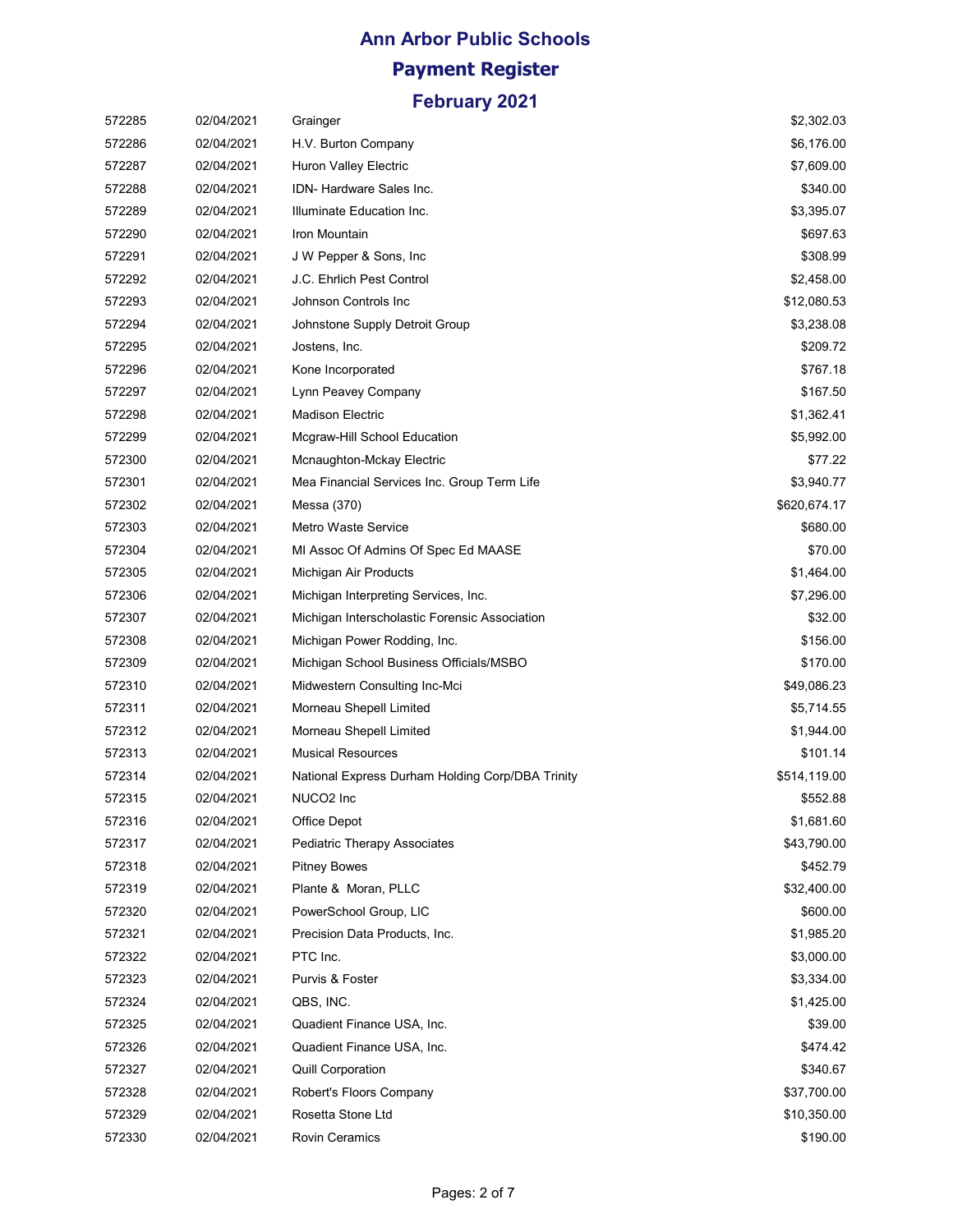# Ann Arbor Public Schools

## Payment Register

### February 2021

| | | | |
|---|---|---|---|
| 572285 | 02/04/2021 | Grainger | $2,302.03 |
| 572286 | 02/04/2021 | H.V. Burton Company | $6,176.00 |
| 572287 | 02/04/2021 | Huron Valley Electric | $7,609.00 |
| 572288 | 02/04/2021 | IDN- Hardware Sales Inc. | $340.00 |
| 572289 | 02/04/2021 | Illuminate Education Inc. | $3,395.07 |
| 572290 | 02/04/2021 | Iron Mountain | $697.63 |
| 572291 | 02/04/2021 | J W Pepper & Sons, Inc | $308.99 |
| 572292 | 02/04/2021 | J.C. Ehrlich Pest Control | $2,458.00 |
| 572293 | 02/04/2021 | Johnson Controls Inc | $12,080.53 |
| 572294 | 02/04/2021 | Johnstone Supply Detroit Group | $3,238.08 |
| 572295 | 02/04/2021 | Jostens, Inc. | $209.72 |
| 572296 | 02/04/2021 | Kone Incorporated | $767.18 |
| 572297 | 02/04/2021 | Lynn Peavey Company | $167.50 |
| 572298 | 02/04/2021 | Madison Electric | $1,362.41 |
| 572299 | 02/04/2021 | Mcgraw-Hill School Education | $5,992.00 |
| 572300 | 02/04/2021 | Mcnaughton-Mckay Electric | $77.22 |
| 572301 | 02/04/2021 | Mea Financial Services Inc. Group Term Life | $3,940.77 |
| 572302 | 02/04/2021 | Messa (370) | $620,674.17 |
| 572303 | 02/04/2021 | Metro Waste Service | $680.00 |
| 572304 | 02/04/2021 | MI Assoc Of Admins Of Spec Ed MAASE | $70.00 |
| 572305 | 02/04/2021 | Michigan Air Products | $1,464.00 |
| 572306 | 02/04/2021 | Michigan Interpreting Services, Inc. | $7,296.00 |
| 572307 | 02/04/2021 | Michigan Interscholastic Forensic Association | $32.00 |
| 572308 | 02/04/2021 | Michigan Power Rodding, Inc. | $156.00 |
| 572309 | 02/04/2021 | Michigan School Business Officials/MSBO | $170.00 |
| 572310 | 02/04/2021 | Midwestern Consulting Inc-Mci | $49,086.23 |
| 572311 | 02/04/2021 | Morneau Shepell Limited | $5,714.55 |
| 572312 | 02/04/2021 | Morneau Shepell Limited | $1,944.00 |
| 572313 | 02/04/2021 | Musical Resources | $101.14 |
| 572314 | 02/04/2021 | National Express Durham Holding Corp/DBA Trinity | $514,119.00 |
| 572315 | 02/04/2021 | NUCO2 Inc | $552.88 |
| 572316 | 02/04/2021 | Office Depot | $1,681.60 |
| 572317 | 02/04/2021 | Pediatric Therapy Associates | $43,790.00 |
| 572318 | 02/04/2021 | Pitney Bowes | $452.79 |
| 572319 | 02/04/2021 | Plante & Moran, PLLC | $32,400.00 |
| 572320 | 02/04/2021 | PowerSchool Group, LIC | $600.00 |
| 572321 | 02/04/2021 | Precision Data Products, Inc. | $1,985.20 |
| 572322 | 02/04/2021 | PTC Inc. | $3,000.00 |
| 572323 | 02/04/2021 | Purvis & Foster | $3,334.00 |
| 572324 | 02/04/2021 | QBS, INC. | $1,425.00 |
| 572325 | 02/04/2021 | Quadient Finance USA, Inc. | $39.00 |
| 572326 | 02/04/2021 | Quadient Finance USA, Inc. | $474.42 |
| 572327 | 02/04/2021 | Quill Corporation | $340.67 |
| 572328 | 02/04/2021 | Robert's Floors Company | $37,700.00 |
| 572329 | 02/04/2021 | Rosetta Stone Ltd | $10,350.00 |
| 572330 | 02/04/2021 | Rovin Ceramics | $190.00 |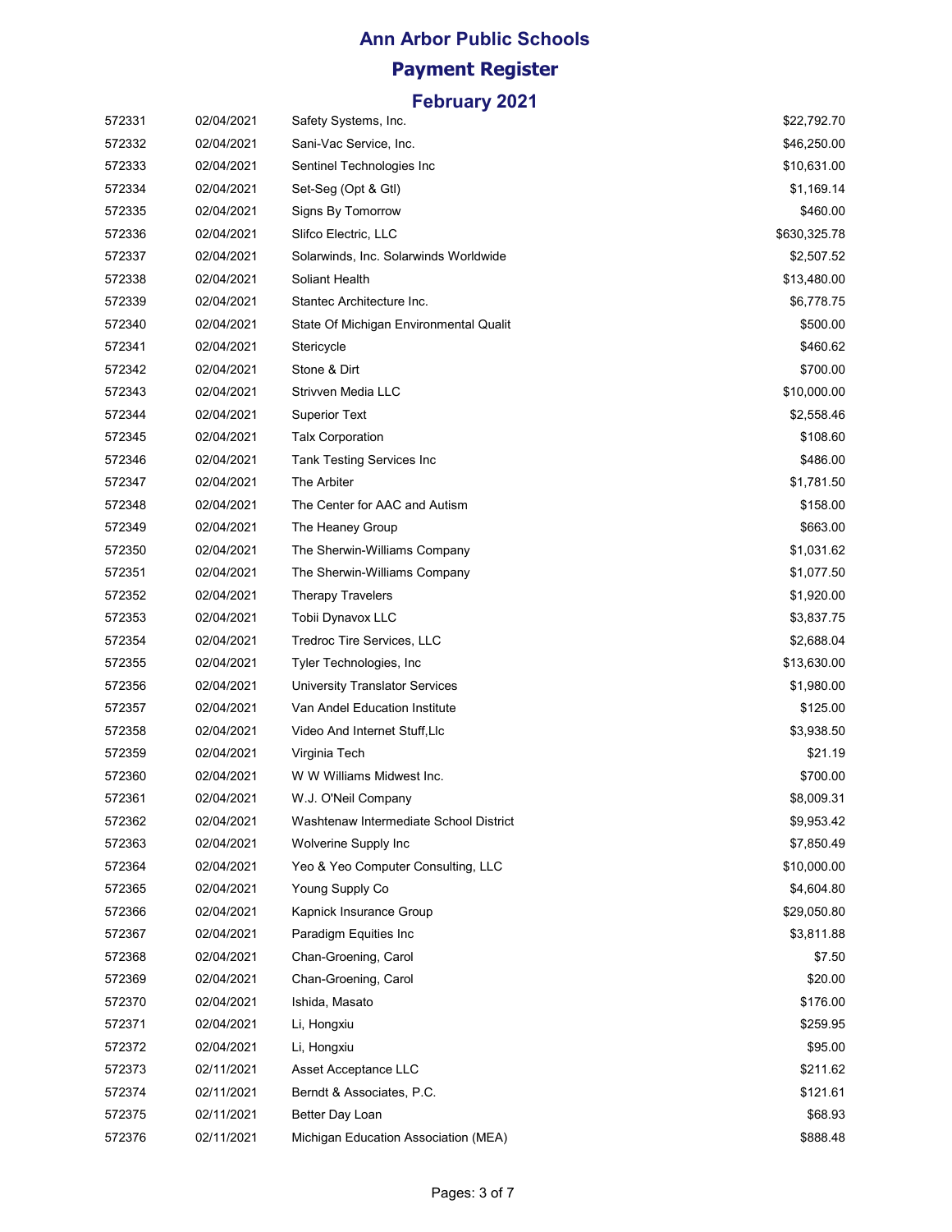# Ann Arbor Public Schools

## Payment Register

### February 2021

| | | | |
|---|---|---|---|
| 572331 | 02/04/2021 | Safety Systems, Inc. | $22,792.70 |
| 572332 | 02/04/2021 | Sani-Vac Service, Inc. | $46,250.00 |
| 572333 | 02/04/2021 | Sentinel Technologies Inc | $10,631.00 |
| 572334 | 02/04/2021 | Set-Seg (Opt & Gtl) | $1,169.14 |
| 572335 | 02/04/2021 | Signs By Tomorrow | $460.00 |
| 572336 | 02/04/2021 | Slifco Electric, LLC | $630,325.78 |
| 572337 | 02/04/2021 | Solarwinds, Inc. Solarwinds Worldwide | $2,507.52 |
| 572338 | 02/04/2021 | Soliant Health | $13,480.00 |
| 572339 | 02/04/2021 | Stantec Architecture Inc. | $6,778.75 |
| 572340 | 02/04/2021 | State Of Michigan Environmental Qualit | $500.00 |
| 572341 | 02/04/2021 | Stericycle | $460.62 |
| 572342 | 02/04/2021 | Stone & Dirt | $700.00 |
| 572343 | 02/04/2021 | Strivven Media LLC | $10,000.00 |
| 572344 | 02/04/2021 | Superior Text | $2,558.46 |
| 572345 | 02/04/2021 | Talx Corporation | $108.60 |
| 572346 | 02/04/2021 | Tank Testing Services Inc | $486.00 |
| 572347 | 02/04/2021 | The Arbiter | $1,781.50 |
| 572348 | 02/04/2021 | The Center for AAC and Autism | $158.00 |
| 572349 | 02/04/2021 | The Heaney Group | $663.00 |
| 572350 | 02/04/2021 | The Sherwin-Williams Company | $1,031.62 |
| 572351 | 02/04/2021 | The Sherwin-Williams Company | $1,077.50 |
| 572352 | 02/04/2021 | Therapy Travelers | $1,920.00 |
| 572353 | 02/04/2021 | Tobii Dynavox LLC | $3,837.75 |
| 572354 | 02/04/2021 | Tredroc Tire Services, LLC | $2,688.04 |
| 572355 | 02/04/2021 | Tyler Technologies, Inc | $13,630.00 |
| 572356 | 02/04/2021 | University Translator Services | $1,980.00 |
| 572357 | 02/04/2021 | Van Andel Education Institute | $125.00 |
| 572358 | 02/04/2021 | Video And Internet Stuff,Llc | $3,938.50 |
| 572359 | 02/04/2021 | Virginia Tech | $21.19 |
| 572360 | 02/04/2021 | W W Williams Midwest Inc. | $700.00 |
| 572361 | 02/04/2021 | W.J. O'Neil Company | $8,009.31 |
| 572362 | 02/04/2021 | Washtenaw Intermediate School District | $9,953.42 |
| 572363 | 02/04/2021 | Wolverine Supply Inc | $7,850.49 |
| 572364 | 02/04/2021 | Yeo & Yeo Computer Consulting, LLC | $10,000.00 |
| 572365 | 02/04/2021 | Young Supply Co | $4,604.80 |
| 572366 | 02/04/2021 | Kapnick Insurance Group | $29,050.80 |
| 572367 | 02/04/2021 | Paradigm Equities Inc | $3,811.88 |
| 572368 | 02/04/2021 | Chan-Groening, Carol | $7.50 |
| 572369 | 02/04/2021 | Chan-Groening, Carol | $20.00 |
| 572370 | 02/04/2021 | Ishida, Masato | $176.00 |
| 572371 | 02/04/2021 | Li, Hongxiu | $259.95 |
| 572372 | 02/04/2021 | Li, Hongxiu | $95.00 |
| 572373 | 02/11/2021 | Asset Acceptance LLC | $211.62 |
| 572374 | 02/11/2021 | Berndt & Associates, P.C. | $121.61 |
| 572375 | 02/11/2021 | Better Day Loan | $68.93 |
| 572376 | 02/11/2021 | Michigan Education Association (MEA) | $888.48 |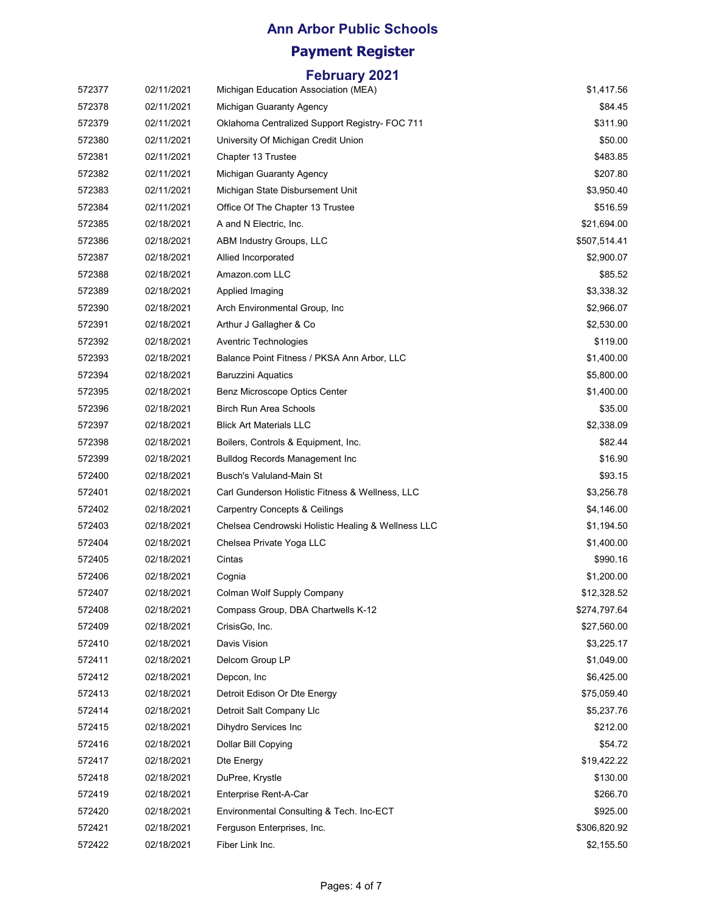# Ann Arbor Public Schools

## Payment Register

### February 2021

| | | | |
|---|---|---|---|
| 572377 | 02/11/2021 | Michigan Education Association (MEA) | $1,417.56 |
| 572378 | 02/11/2021 | Michigan Guaranty Agency | $84.45 |
| 572379 | 02/11/2021 | Oklahoma Centralized Support Registry- FOC 711 | $311.90 |
| 572380 | 02/11/2021 | University Of Michigan Credit Union | $50.00 |
| 572381 | 02/11/2021 | Chapter 13 Trustee | $483.85 |
| 572382 | 02/11/2021 | Michigan Guaranty Agency | $207.80 |
| 572383 | 02/11/2021 | Michigan State Disbursement Unit | $3,950.40 |
| 572384 | 02/11/2021 | Office Of The Chapter 13 Trustee | $516.59 |
| 572385 | 02/18/2021 | A and N Electric, Inc. | $21,694.00 |
| 572386 | 02/18/2021 | ABM Industry Groups, LLC | $507,514.41 |
| 572387 | 02/18/2021 | Allied Incorporated | $2,900.07 |
| 572388 | 02/18/2021 | Amazon.com LLC | $85.52 |
| 572389 | 02/18/2021 | Applied Imaging | $3,338.32 |
| 572390 | 02/18/2021 | Arch Environmental Group, Inc | $2,966.07 |
| 572391 | 02/18/2021 | Arthur J Gallagher & Co | $2,530.00 |
| 572392 | 02/18/2021 | Aventric Technologies | $119.00 |
| 572393 | 02/18/2021 | Balance Point Fitness / PKSA Ann Arbor, LLC | $1,400.00 |
| 572394 | 02/18/2021 | Baruzzini Aquatics | $5,800.00 |
| 572395 | 02/18/2021 | Benz Microscope Optics Center | $1,400.00 |
| 572396 | 02/18/2021 | Birch Run Area Schools | $35.00 |
| 572397 | 02/18/2021 | Blick Art Materials LLC | $2,338.09 |
| 572398 | 02/18/2021 | Boilers, Controls & Equipment, Inc. | $82.44 |
| 572399 | 02/18/2021 | Bulldog Records Management Inc | $16.90 |
| 572400 | 02/18/2021 | Busch's Valuland-Main St | $93.15 |
| 572401 | 02/18/2021 | Carl Gunderson Holistic Fitness & Wellness, LLC | $3,256.78 |
| 572402 | 02/18/2021 | Carpentry Concepts & Ceilings | $4,146.00 |
| 572403 | 02/18/2021 | Chelsea Cendrowski Holistic Healing & Wellness LLC | $1,194.50 |
| 572404 | 02/18/2021 | Chelsea Private Yoga LLC | $1,400.00 |
| 572405 | 02/18/2021 | Cintas | $990.16 |
| 572406 | 02/18/2021 | Cognia | $1,200.00 |
| 572407 | 02/18/2021 | Colman Wolf Supply Company | $12,328.52 |
| 572408 | 02/18/2021 | Compass Group, DBA Chartwells K-12 | $274,797.64 |
| 572409 | 02/18/2021 | CrisisGo, Inc. | $27,560.00 |
| 572410 | 02/18/2021 | Davis Vision | $3,225.17 |
| 572411 | 02/18/2021 | Delcom Group LP | $1,049.00 |
| 572412 | 02/18/2021 | Depcon, Inc | $6,425.00 |
| 572413 | 02/18/2021 | Detroit Edison Or Dte Energy | $75,059.40 |
| 572414 | 02/18/2021 | Detroit Salt Company Llc | $5,237.76 |
| 572415 | 02/18/2021 | Dihydro Services Inc | $212.00 |
| 572416 | 02/18/2021 | Dollar Bill Copying | $54.72 |
| 572417 | 02/18/2021 | Dte Energy | $19,422.22 |
| 572418 | 02/18/2021 | DuPree, Krystle | $130.00 |
| 572419 | 02/18/2021 | Enterprise Rent-A-Car | $266.70 |
| 572420 | 02/18/2021 | Environmental Consulting & Tech. Inc-ECT | $925.00 |
| 572421 | 02/18/2021 | Ferguson Enterprises, Inc. | $306,820.92 |
| 572422 | 02/18/2021 | Fiber Link Inc. | $2,155.50 |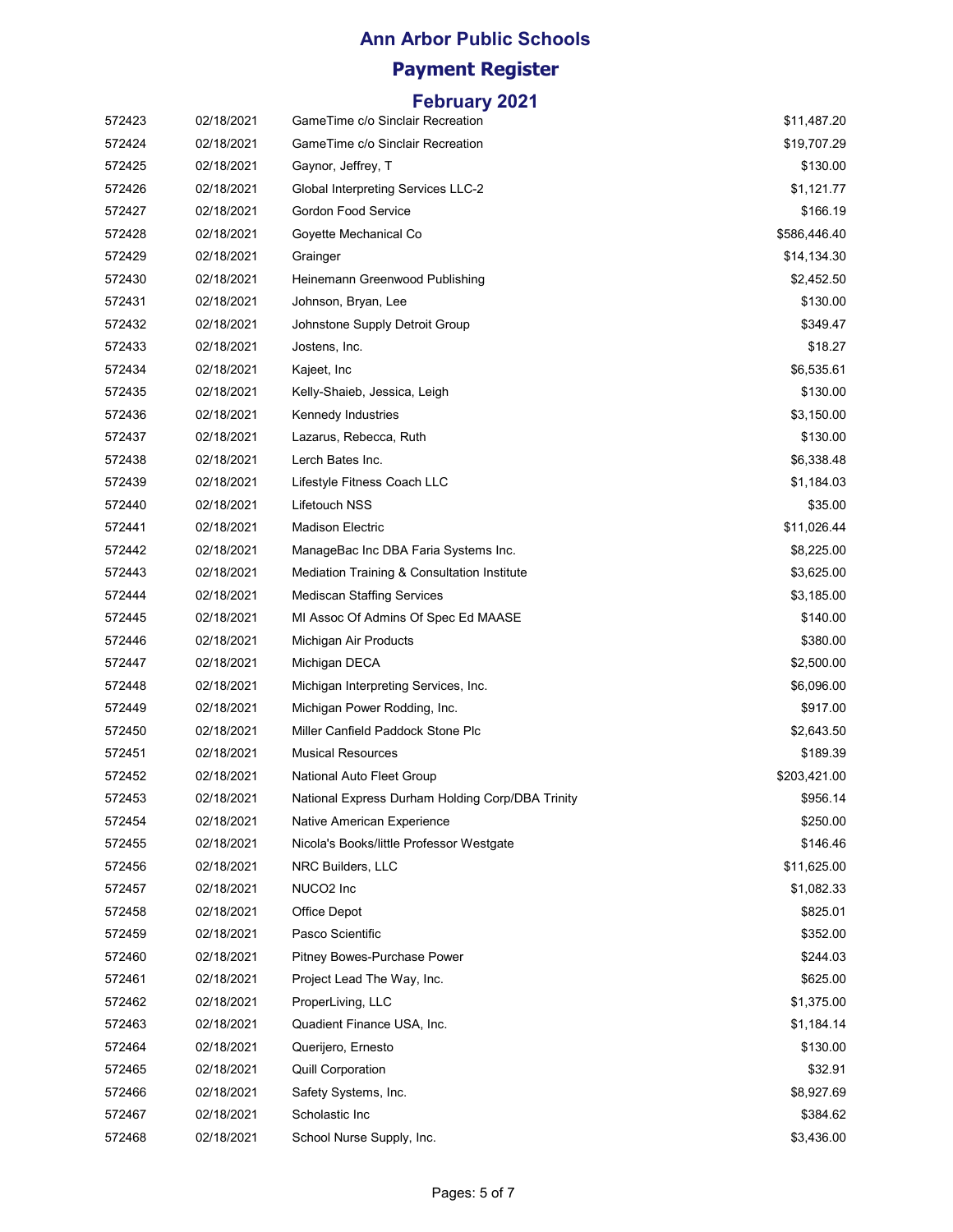# Ann Arbor Public Schools

## Payment Register

### February 2021

| | | | |
|---|---|---|---|
| 572423 | 02/18/2021 | GameTime c/o Sinclair Recreation | $11,487.20 |
| 572424 | 02/18/2021 | GameTime c/o Sinclair Recreation | $19,707.29 |
| 572425 | 02/18/2021 | Gaynor, Jeffrey, T | $130.00 |
| 572426 | 02/18/2021 | Global Interpreting Services LLC-2 | $1,121.77 |
| 572427 | 02/18/2021 | Gordon Food Service | $166.19 |
| 572428 | 02/18/2021 | Goyette Mechanical Co | $586,446.40 |
| 572429 | 02/18/2021 | Grainger | $14,134.30 |
| 572430 | 02/18/2021 | Heinemann Greenwood Publishing | $2,452.50 |
| 572431 | 02/18/2021 | Johnson, Bryan, Lee | $130.00 |
| 572432 | 02/18/2021 | Johnstone Supply Detroit Group | $349.47 |
| 572433 | 02/18/2021 | Jostens, Inc. | $18.27 |
| 572434 | 02/18/2021 | Kajeet, Inc | $6,535.61 |
| 572435 | 02/18/2021 | Kelly-Shaieb, Jessica, Leigh | $130.00 |
| 572436 | 02/18/2021 | Kennedy Industries | $3,150.00 |
| 572437 | 02/18/2021 | Lazarus, Rebecca, Ruth | $130.00 |
| 572438 | 02/18/2021 | Lerch Bates Inc. | $6,338.48 |
| 572439 | 02/18/2021 | Lifestyle Fitness Coach LLC | $1,184.03 |
| 572440 | 02/18/2021 | Lifetouch NSS | $35.00 |
| 572441 | 02/18/2021 | Madison Electric | $11,026.44 |
| 572442 | 02/18/2021 | ManageBac Inc DBA Faria Systems Inc. | $8,225.00 |
| 572443 | 02/18/2021 | Mediation Training & Consultation Institute | $3,625.00 |
| 572444 | 02/18/2021 | Mediscan Staffing Services | $3,185.00 |
| 572445 | 02/18/2021 | MI Assoc Of Admins Of Spec Ed MAASE | $140.00 |
| 572446 | 02/18/2021 | Michigan Air Products | $380.00 |
| 572447 | 02/18/2021 | Michigan DECA | $2,500.00 |
| 572448 | 02/18/2021 | Michigan Interpreting Services, Inc. | $6,096.00 |
| 572449 | 02/18/2021 | Michigan Power Rodding, Inc. | $917.00 |
| 572450 | 02/18/2021 | Miller Canfield Paddock Stone Plc | $2,643.50 |
| 572451 | 02/18/2021 | Musical Resources | $189.39 |
| 572452 | 02/18/2021 | National Auto Fleet Group | $203,421.00 |
| 572453 | 02/18/2021 | National Express Durham Holding Corp/DBA Trinity | $956.14 |
| 572454 | 02/18/2021 | Native American Experience | $250.00 |
| 572455 | 02/18/2021 | Nicola's Books/little Professor Westgate | $146.46 |
| 572456 | 02/18/2021 | NRC Builders, LLC | $11,625.00 |
| 572457 | 02/18/2021 | NUCO2 Inc | $1,082.33 |
| 572458 | 02/18/2021 | Office Depot | $825.01 |
| 572459 | 02/18/2021 | Pasco Scientific | $352.00 |
| 572460 | 02/18/2021 | Pitney Bowes-Purchase Power | $244.03 |
| 572461 | 02/18/2021 | Project Lead The Way, Inc. | $625.00 |
| 572462 | 02/18/2021 | ProperLiving, LLC | $1,375.00 |
| 572463 | 02/18/2021 | Quadient Finance USA, Inc. | $1,184.14 |
| 572464 | 02/18/2021 | Querijero, Ernesto | $130.00 |
| 572465 | 02/18/2021 | Quill Corporation | $32.91 |
| 572466 | 02/18/2021 | Safety Systems, Inc. | $8,927.69 |
| 572467 | 02/18/2021 | Scholastic Inc | $384.62 |
| 572468 | 02/18/2021 | School Nurse Supply, Inc. | $3,436.00 |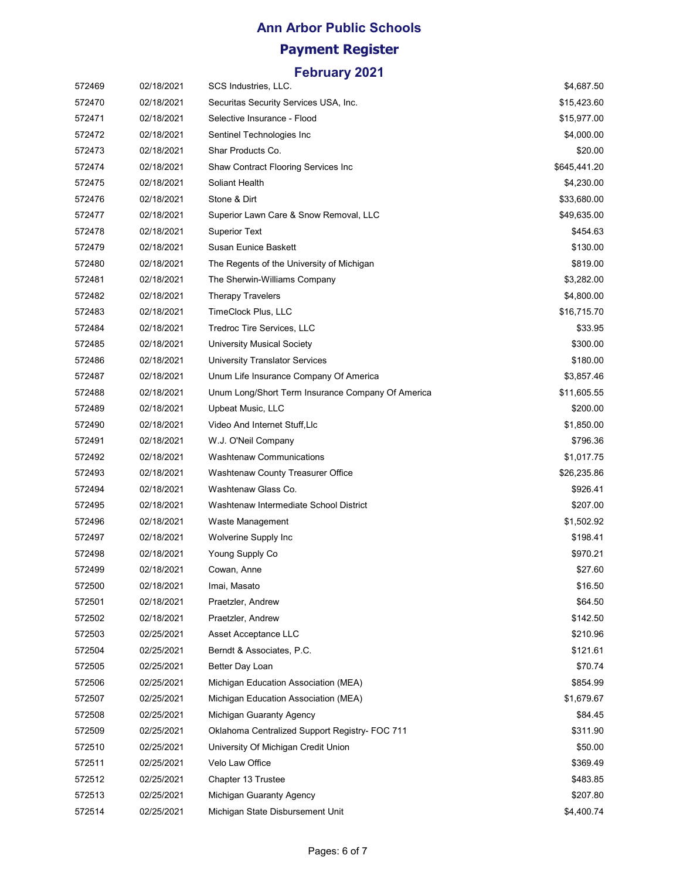# Ann Arbor Public Schools

## Payment Register

### February 2021

| | | | |
|---|---|---|---|
| 572469 | 02/18/2021 | SCS Industries, LLC. | $4,687.50 |
| 572470 | 02/18/2021 | Securitas Security Services USA, Inc. | $15,423.60 |
| 572471 | 02/18/2021 | Selective Insurance - Flood | $15,977.00 |
| 572472 | 02/18/2021 | Sentinel Technologies Inc | $4,000.00 |
| 572473 | 02/18/2021 | Shar Products Co. | $20.00 |
| 572474 | 02/18/2021 | Shaw Contract Flooring Services Inc | $645,441.20 |
| 572475 | 02/18/2021 | Soliant Health | $4,230.00 |
| 572476 | 02/18/2021 | Stone & Dirt | $33,680.00 |
| 572477 | 02/18/2021 | Superior Lawn Care & Snow Removal, LLC | $49,635.00 |
| 572478 | 02/18/2021 | Superior Text | $454.63 |
| 572479 | 02/18/2021 | Susan Eunice Baskett | $130.00 |
| 572480 | 02/18/2021 | The Regents of the University of Michigan | $819.00 |
| 572481 | 02/18/2021 | The Sherwin-Williams Company | $3,282.00 |
| 572482 | 02/18/2021 | Therapy Travelers | $4,800.00 |
| 572483 | 02/18/2021 | TimeClock Plus, LLC | $16,715.70 |
| 572484 | 02/18/2021 | Tredroc Tire Services, LLC | $33.95 |
| 572485 | 02/18/2021 | University Musical Society | $300.00 |
| 572486 | 02/18/2021 | University Translator Services | $180.00 |
| 572487 | 02/18/2021 | Unum Life Insurance Company Of America | $3,857.46 |
| 572488 | 02/18/2021 | Unum Long/Short Term Insurance Company Of America | $11,605.55 |
| 572489 | 02/18/2021 | Upbeat Music, LLC | $200.00 |
| 572490 | 02/18/2021 | Video And Internet Stuff,Llc | $1,850.00 |
| 572491 | 02/18/2021 | W.J. O'Neil Company | $796.36 |
| 572492 | 02/18/2021 | Washtenaw Communications | $1,017.75 |
| 572493 | 02/18/2021 | Washtenaw County Treasurer Office | $26,235.86 |
| 572494 | 02/18/2021 | Washtenaw Glass Co. | $926.41 |
| 572495 | 02/18/2021 | Washtenaw Intermediate School District | $207.00 |
| 572496 | 02/18/2021 | Waste Management | $1,502.92 |
| 572497 | 02/18/2021 | Wolverine Supply Inc | $198.41 |
| 572498 | 02/18/2021 | Young Supply Co | $970.21 |
| 572499 | 02/18/2021 | Cowan, Anne | $27.60 |
| 572500 | 02/18/2021 | Imai, Masato | $16.50 |
| 572501 | 02/18/2021 | Praetzler, Andrew | $64.50 |
| 572502 | 02/18/2021 | Praetzler, Andrew | $142.50 |
| 572503 | 02/25/2021 | Asset Acceptance LLC | $210.96 |
| 572504 | 02/25/2021 | Berndt & Associates, P.C. | $121.61 |
| 572505 | 02/25/2021 | Better Day Loan | $70.74 |
| 572506 | 02/25/2021 | Michigan Education Association (MEA) | $854.99 |
| 572507 | 02/25/2021 | Michigan Education Association (MEA) | $1,679.67 |
| 572508 | 02/25/2021 | Michigan Guaranty Agency | $84.45 |
| 572509 | 02/25/2021 | Oklahoma Centralized Support Registry- FOC 711 | $311.90 |
| 572510 | 02/25/2021 | University Of Michigan Credit Union | $50.00 |
| 572511 | 02/25/2021 | Velo Law Office | $369.49 |
| 572512 | 02/25/2021 | Chapter 13 Trustee | $483.85 |
| 572513 | 02/25/2021 | Michigan Guaranty Agency | $207.80 |
| 572514 | 02/25/2021 | Michigan State Disbursement Unit | $4,400.74 |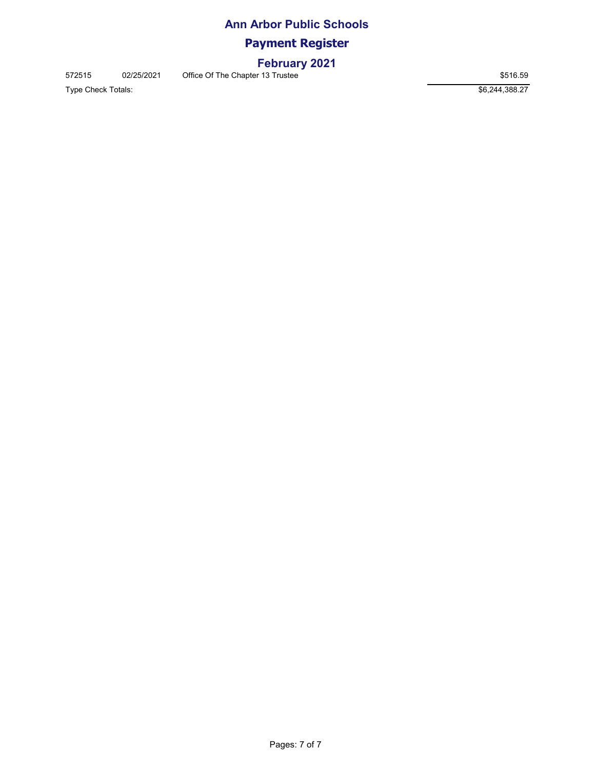# Ann Arbor Public Schools

## Payment Register

### February 2021

| | | | |
|---|---|---|---|
| 572515 | 02/25/2021 | Office Of The Chapter 13 Trustee | $516.59 |
| Type Check Totals: | | | $6,244,388.27 |